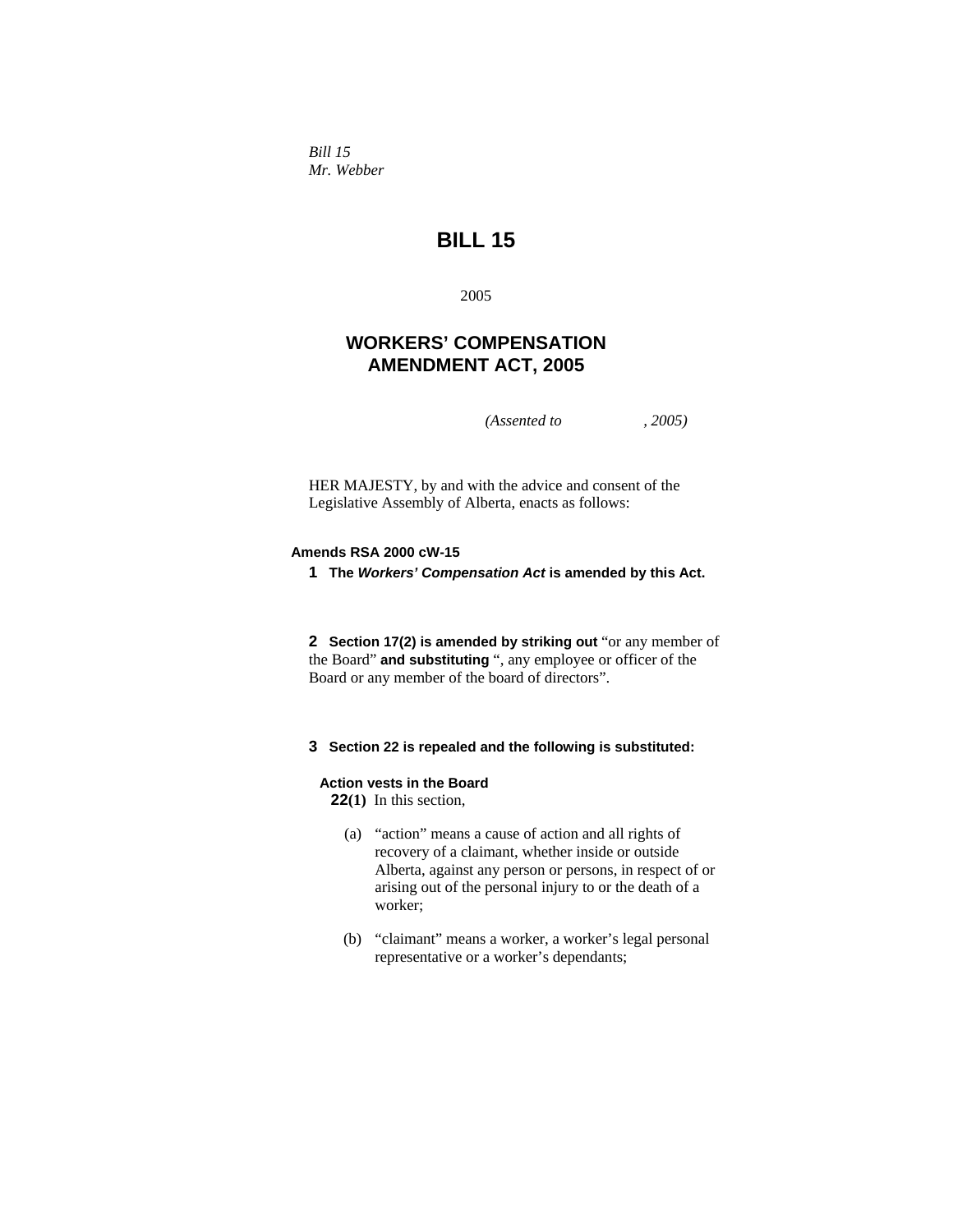*Bill 15*
*Mr. Webber*

# BILL 15

2005

## WORKERS' COMPENSATION AMENDMENT ACT, 2005

*(Assented to , 2005)*

HER MAJESTY, by and with the advice and consent of the Legislative Assembly of Alberta, enacts as follows:

**Amends RSA 2000 cW-15**

**1** **The *Workers' Compensation Act* is amended by this Act.**

**2** **Section 17(2) is amended by striking out** "or any member of the Board" **and substituting** ", any employee or officer of the Board or any member of the board of directors".

**3** **Section 22 is repealed and the following is substituted:**

**Action vests in the Board**

**22(1)** In this section,

(a) "action" means a cause of action and all rights of recovery of a claimant, whether inside or outside Alberta, against any person or persons, in respect of or arising out of the personal injury to or the death of a worker;

(b) "claimant" means a worker, a worker's legal personal representative or a worker's dependants;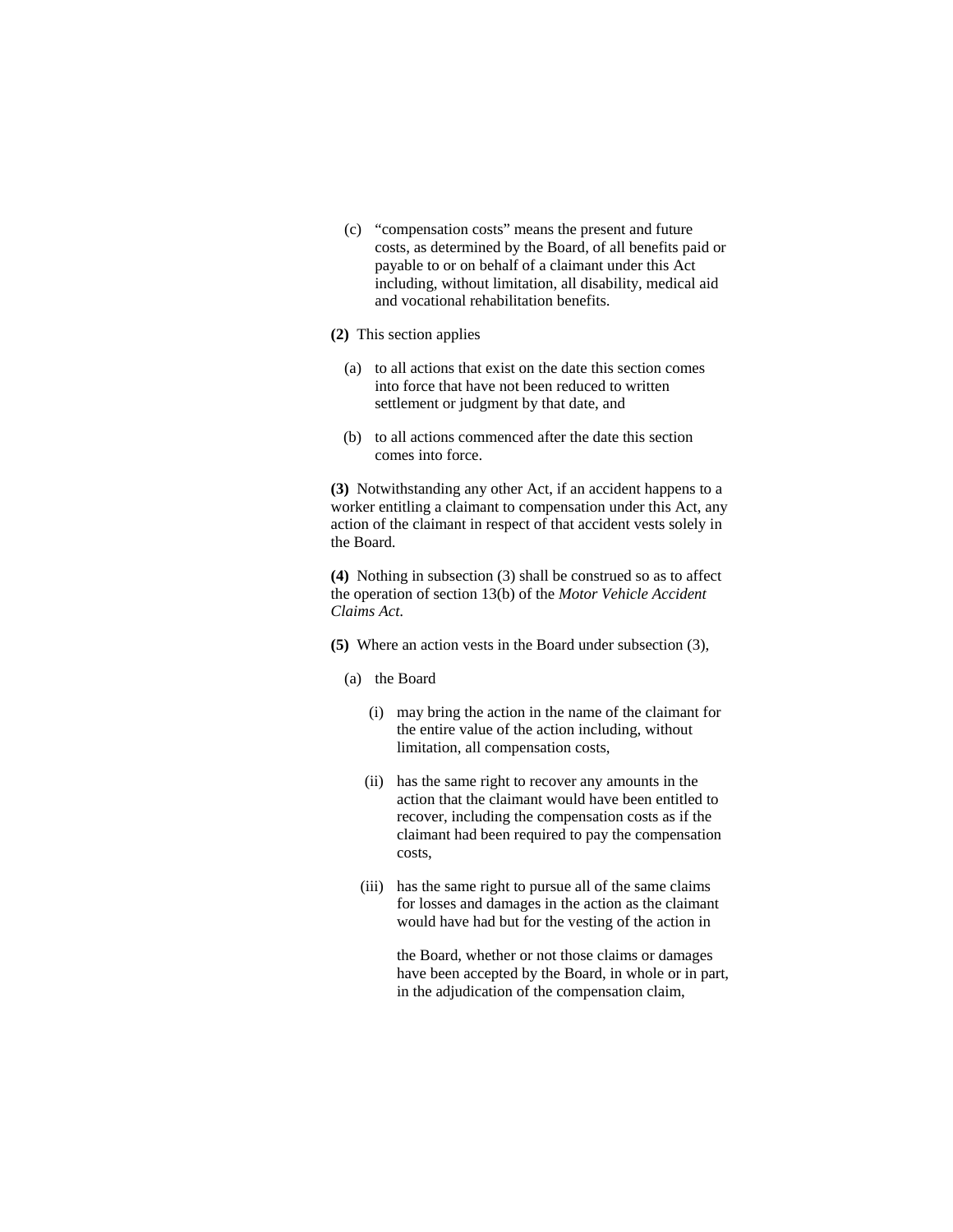(c) "compensation costs" means the present and future costs, as determined by the Board, of all benefits paid or payable to or on behalf of a claimant under this Act including, without limitation, all disability, medical aid and vocational rehabilitation benefits.

**(2)** This section applies

(a) to all actions that exist on the date this section comes into force that have not been reduced to written settlement or judgment by that date, and

(b) to all actions commenced after the date this section comes into force.

**(3)** Notwithstanding any other Act, if an accident happens to a worker entitling a claimant to compensation under this Act, any action of the claimant in respect of that accident vests solely in the Board.

**(4)** Nothing in subsection (3) shall be construed so as to affect the operation of section 13(b) of the *Motor Vehicle Accident Claims Act*.

**(5)** Where an action vests in the Board under subsection (3),

(a) the Board

(i) may bring the action in the name of the claimant for the entire value of the action including, without limitation, all compensation costs,

(ii) has the same right to recover any amounts in the action that the claimant would have been entitled to recover, including the compensation costs as if the claimant had been required to pay the compensation costs,

(iii) has the same right to pursue all of the same claims for losses and damages in the action as the claimant would have had but for the vesting of the action in the Board, whether or not those claims or damages have been accepted by the Board, in whole or in part, in the adjudication of the compensation claim,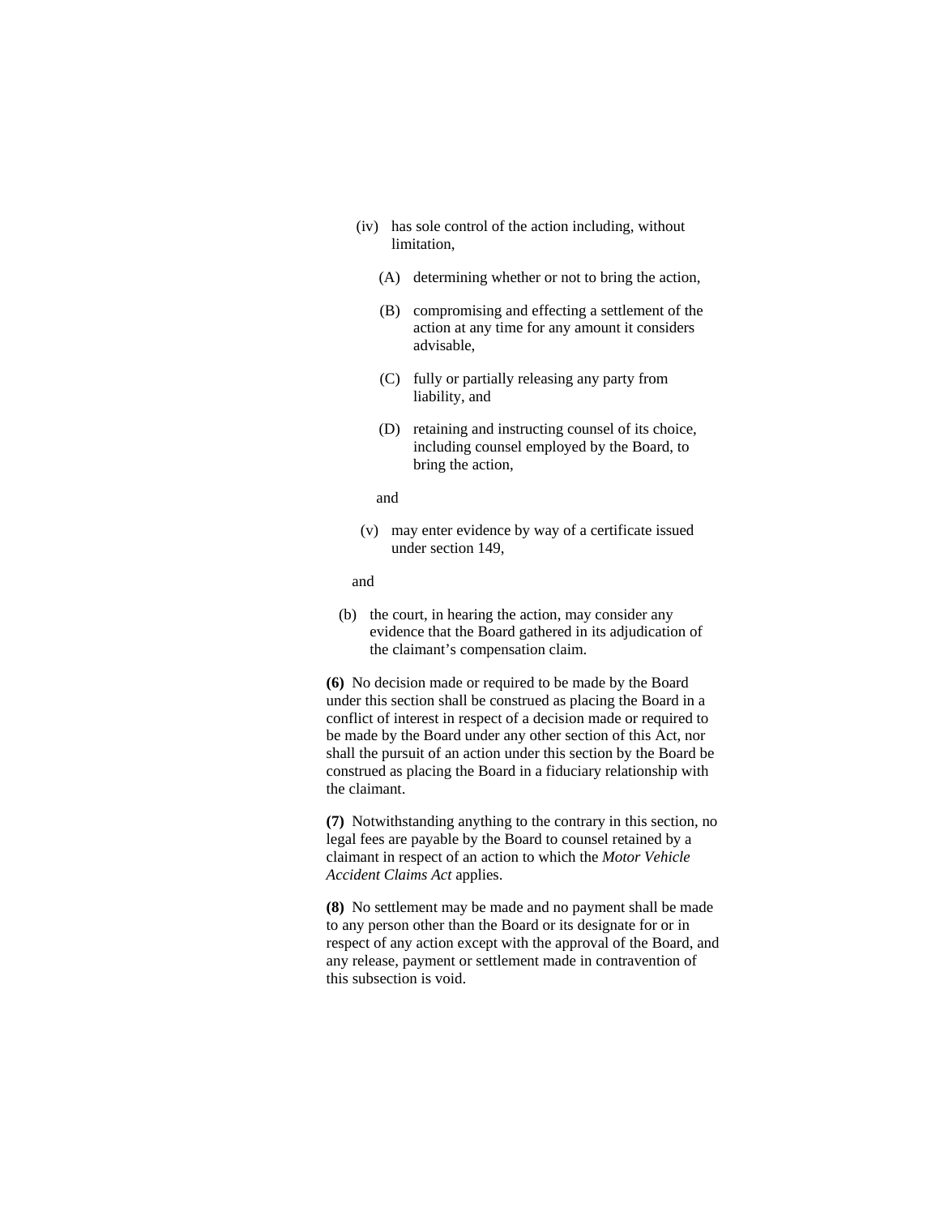(iv) has sole control of the action including, without limitation,

(A) determining whether or not to bring the action,

(B) compromising and effecting a settlement of the action at any time for any amount it considers advisable,

(C) fully or partially releasing any party from liability, and

(D) retaining and instructing counsel of its choice, including counsel employed by the Board, to bring the action,

and

(v) may enter evidence by way of a certificate issued under section 149,

and

(b) the court, in hearing the action, may consider any evidence that the Board gathered in its adjudication of the claimant's compensation claim.

**(6)** No decision made or required to be made by the Board under this section shall be construed as placing the Board in a conflict of interest in respect of a decision made or required to be made by the Board under any other section of this Act, nor shall the pursuit of an action under this section by the Board be construed as placing the Board in a fiduciary relationship with the claimant.

**(7)** Notwithstanding anything to the contrary in this section, no legal fees are payable by the Board to counsel retained by a claimant in respect of an action to which the *Motor Vehicle Accident Claims Act* applies.

**(8)** No settlement may be made and no payment shall be made to any person other than the Board or its designate for or in respect of any action except with the approval of the Board, and any release, payment or settlement made in contravention of this subsection is void.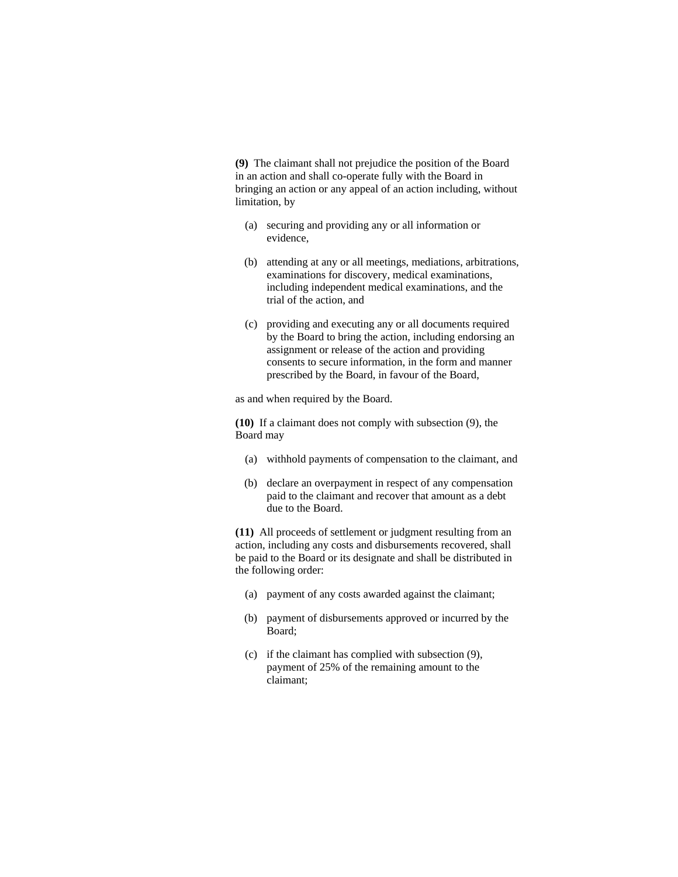**(9)** The claimant shall not prejudice the position of the Board in an action and shall co-operate fully with the Board in bringing an action or any appeal of an action including, without limitation, by

(a) securing and providing any or all information or evidence,

(b) attending at any or all meetings, mediations, arbitrations, examinations for discovery, medical examinations, including independent medical examinations, and the trial of the action, and

(c) providing and executing any or all documents required by the Board to bring the action, including endorsing an assignment or release of the action and providing consents to secure information, in the form and manner prescribed by the Board, in favour of the Board,

as and when required by the Board.

**(10)** If a claimant does not comply with subsection (9), the Board may

(a) withhold payments of compensation to the claimant, and

(b) declare an overpayment in respect of any compensation paid to the claimant and recover that amount as a debt due to the Board.

**(11)** All proceeds of settlement or judgment resulting from an action, including any costs and disbursements recovered, shall be paid to the Board or its designate and shall be distributed in the following order:

(a) payment of any costs awarded against the claimant;

(b) payment of disbursements approved or incurred by the Board;

(c) if the claimant has complied with subsection (9), payment of 25% of the remaining amount to the claimant;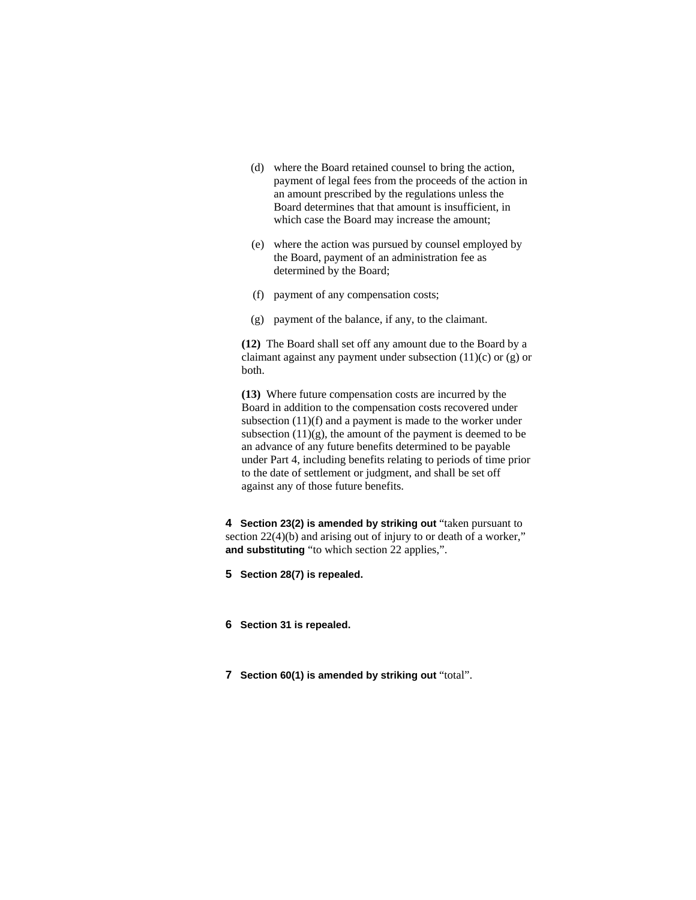(d) where the Board retained counsel to bring the action, payment of legal fees from the proceeds of the action in an amount prescribed by the regulations unless the Board determines that that amount is insufficient, in which case the Board may increase the amount;

(e) where the action was pursued by counsel employed by the Board, payment of an administration fee as determined by the Board;

(f) payment of any compensation costs;

(g) payment of the balance, if any, to the claimant.

**(12)** The Board shall set off any amount due to the Board by a claimant against any payment under subsection (11)(c) or (g) or both.

**(13)** Where future compensation costs are incurred by the Board in addition to the compensation costs recovered under subsection (11)(f) and a payment is made to the worker under subsection (11)(g), the amount of the payment is deemed to be an advance of any future benefits determined to be payable under Part 4, including benefits relating to periods of time prior to the date of settlement or judgment, and shall be set off against any of those future benefits.

**4 Section 23(2) is amended by striking out** "taken pursuant to section 22(4)(b) and arising out of injury to or death of a worker," **and substituting** "to which section 22 applies,".

**5 Section 28(7) is repealed.**

**6 Section 31 is repealed.**

**7 Section 60(1) is amended by striking out** "total".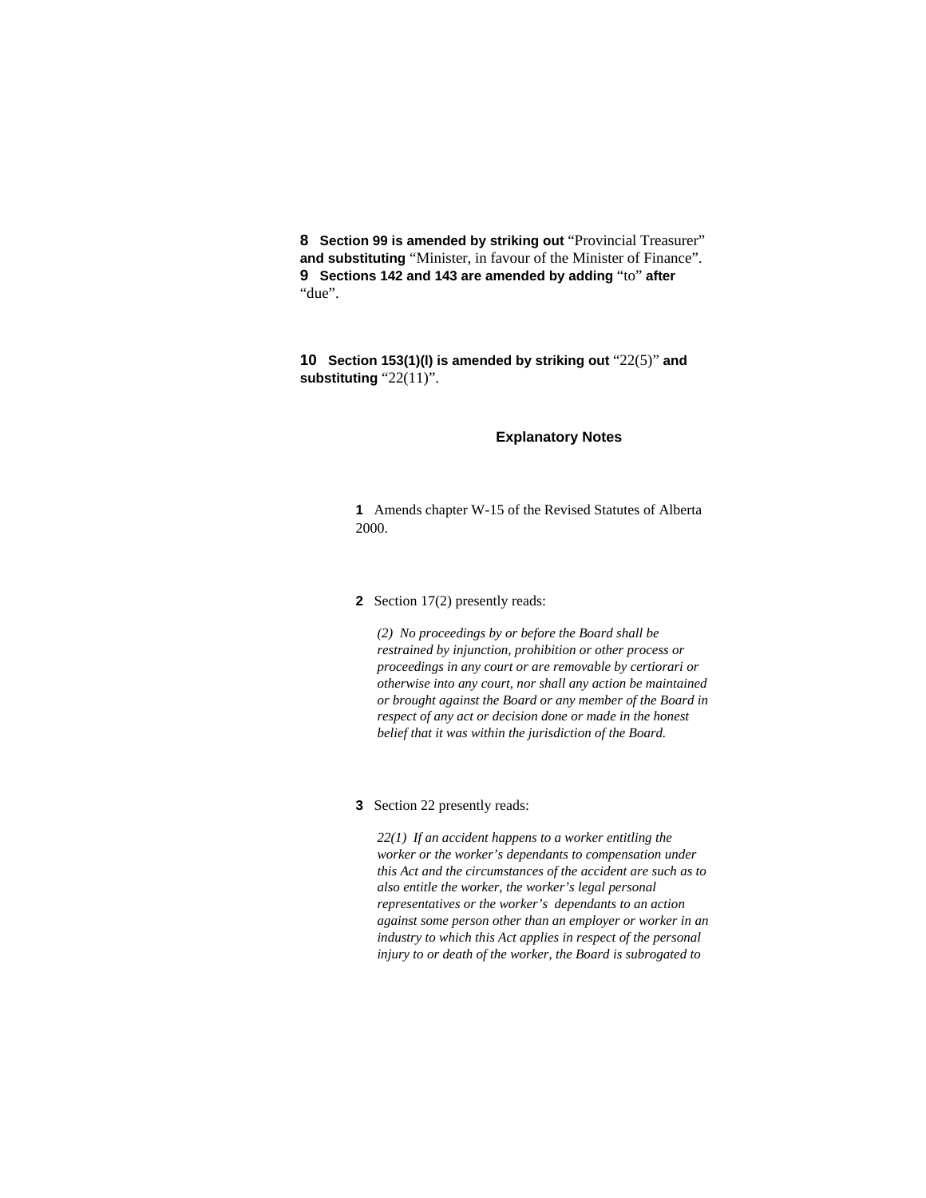**8** **Section 99 is amended by striking out** "Provincial Treasurer" **and substituting** "Minister, in favour of the Minister of Finance".

**9** **Sections 142 and 143 are amended by adding** "to" **after** "due".

**10** **Section 153(1)(l) is amended by striking out** "22(5)" **and substituting** "22(11)".

## Explanatory Notes

**1** Amends chapter W-15 of the Revised Statutes of Alberta 2000.

**2** Section 17(2) presently reads:

*(2) No proceedings by or before the Board shall be restrained by injunction, prohibition or other process or proceedings in any court or are removable by certiorari or otherwise into any court, nor shall any action be maintained or brought against the Board or any member of the Board in respect of any act or decision done or made in the honest belief that it was within the jurisdiction of the Board.*

**3** Section 22 presently reads:

*22(1) If an accident happens to a worker entitling the worker or the worker's dependants to compensation under this Act and the circumstances of the accident are such as to also entitle the worker, the worker's legal personal representatives or the worker's dependants to an action against some person other than an employer or worker in an industry to which this Act applies in respect of the personal injury to or death of the worker, the Board is subrogated to*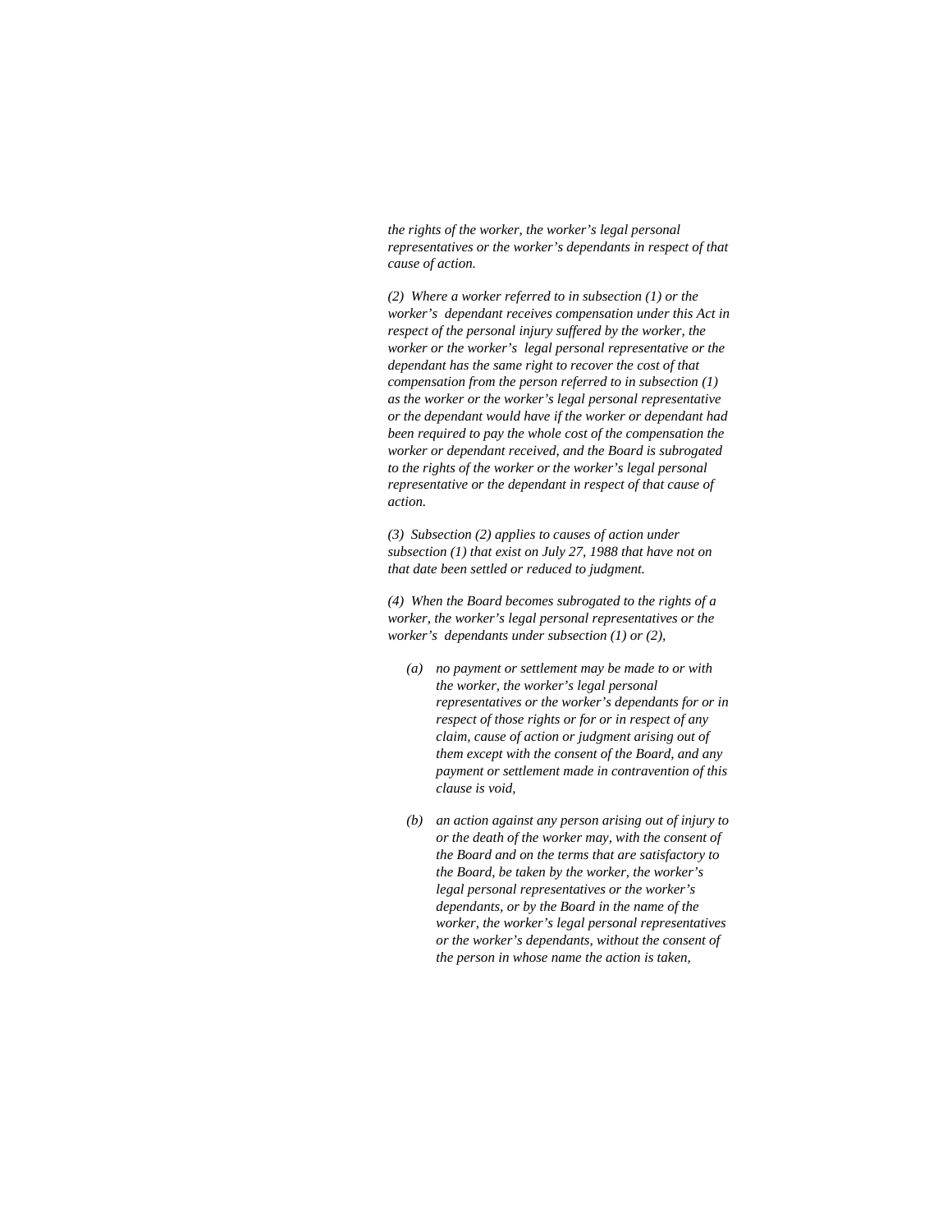*the rights of the worker, the worker's legal personal representatives or the worker's dependants in respect of that cause of action.*

*(2) Where a worker referred to in subsection (1) or the worker's dependant receives compensation under this Act in respect of the personal injury suffered by the worker, the worker or the worker's legal personal representative or the dependant has the same right to recover the cost of that compensation from the person referred to in subsection (1) as the worker or the worker's legal personal representative or the dependant would have if the worker or dependant had been required to pay the whole cost of the compensation the worker or dependant received, and the Board is subrogated to the rights of the worker or the worker's legal personal representative or the dependant in respect of that cause of action.*

*(3) Subsection (2) applies to causes of action under subsection (1) that exist on July 27, 1988 that have not on that date been settled or reduced to judgment.*

*(4) When the Board becomes subrogated to the rights of a worker, the worker's legal personal representatives or the worker's dependants under subsection (1) or (2),*

- *(a) no payment or settlement may be made to or with the worker, the worker's legal personal representatives or the worker's dependants for or in respect of those rights or for or in respect of any claim, cause of action or judgment arising out of them except with the consent of the Board, and any payment or settlement made in contravention of this clause is void,*

- *(b) an action against any person arising out of injury to or the death of the worker may, with the consent of the Board and on the terms that are satisfactory to the Board, be taken by the worker, the worker's legal personal representatives or the worker's dependants, or by the Board in the name of the worker, the worker's legal personal representatives or the worker's dependants, without the consent of the person in whose name the action is taken,*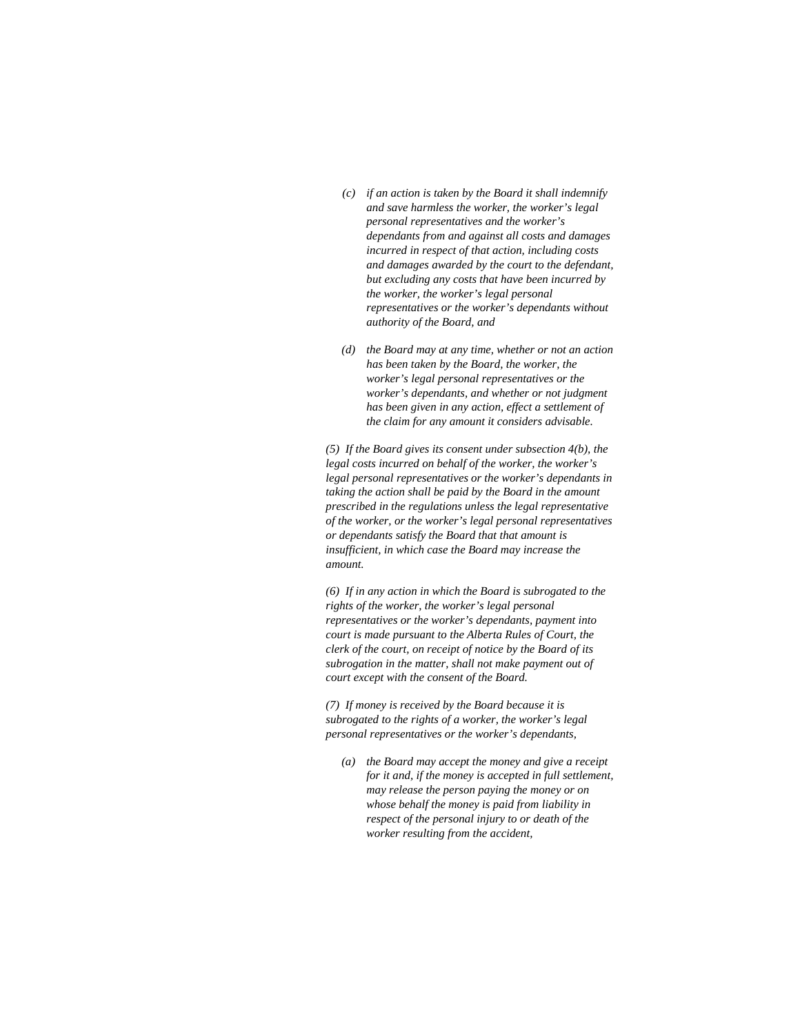*(c) if an action is taken by the Board it shall indemnify and save harmless the worker, the worker's legal personal representatives and the worker's dependants from and against all costs and damages incurred in respect of that action, including costs and damages awarded by the court to the defendant, but excluding any costs that have been incurred by the worker, the worker's legal personal representatives or the worker's dependants without authority of the Board, and*

*(d) the Board may at any time, whether or not an action has been taken by the Board, the worker, the worker's legal personal representatives or the worker's dependants, and whether or not judgment has been given in any action, effect a settlement of the claim for any amount it considers advisable.*

*(5) If the Board gives its consent under subsection 4(b), the legal costs incurred on behalf of the worker, the worker's legal personal representatives or the worker's dependants in taking the action shall be paid by the Board in the amount prescribed in the regulations unless the legal representative of the worker, or the worker's legal personal representatives or dependants satisfy the Board that that amount is insufficient, in which case the Board may increase the amount.*

*(6) If in any action in which the Board is subrogated to the rights of the worker, the worker's legal personal representatives or the worker's dependants, payment into court is made pursuant to the Alberta Rules of Court, the clerk of the court, on receipt of notice by the Board of its subrogation in the matter, shall not make payment out of court except with the consent of the Board.*

*(7) If money is received by the Board because it is subrogated to the rights of a worker, the worker's legal personal representatives or the worker's dependants,*

*(a) the Board may accept the money and give a receipt for it and, if the money is accepted in full settlement, may release the person paying the money or on whose behalf the money is paid from liability in respect of the personal injury to or death of the worker resulting from the accident,*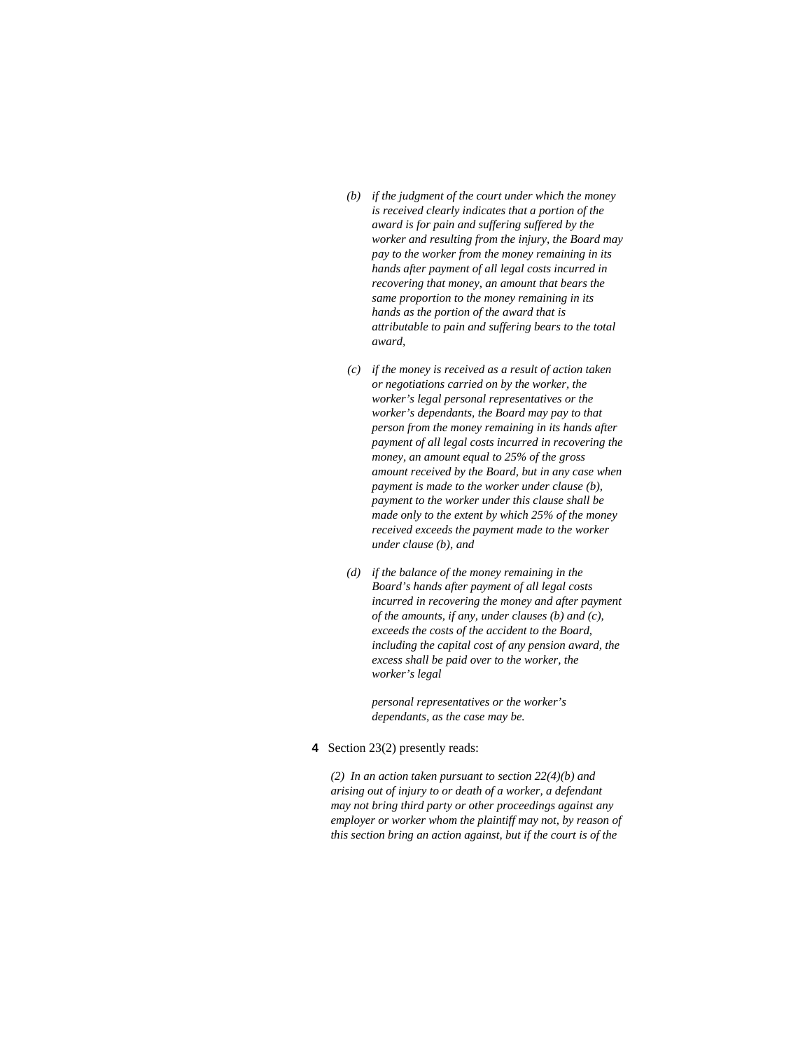*(b) if the judgment of the court under which the money is received clearly indicates that a portion of the award is for pain and suffering suffered by the worker and resulting from the injury, the Board may pay to the worker from the money remaining in its hands after payment of all legal costs incurred in recovering that money, an amount that bears the same proportion to the money remaining in its hands as the portion of the award that is attributable to pain and suffering bears to the total award,*

*(c) if the money is received as a result of action taken or negotiations carried on by the worker, the worker's legal personal representatives or the worker's dependants, the Board may pay to that person from the money remaining in its hands after payment of all legal costs incurred in recovering the money, an amount equal to 25% of the gross amount received by the Board, but in any case when payment is made to the worker under clause (b), payment to the worker under this clause shall be made only to the extent by which 25% of the money received exceeds the payment made to the worker under clause (b), and*

*(d) if the balance of the money remaining in the Board's hands after payment of all legal costs incurred in recovering the money and after payment of the amounts, if any, under clauses (b) and (c), exceeds the costs of the accident to the Board, including the capital cost of any pension award, the excess shall be paid over to the worker, the worker's legal personal representatives or the worker's dependants, as the case may be.*

**4** Section 23(2) presently reads:

*(2) In an action taken pursuant to section 22(4)(b) and arising out of injury to or death of a worker, a defendant may not bring third party or other proceedings against any employer or worker whom the plaintiff may not, by reason of this section bring an action against, but if the court is of the*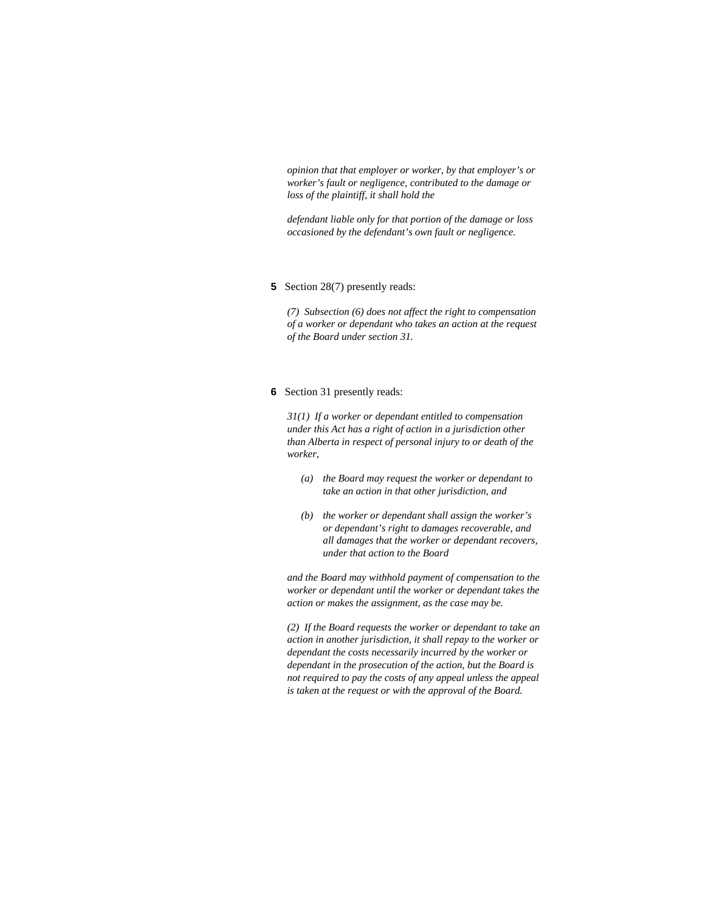*opinion that that employer or worker, by that employer's or worker's fault or negligence, contributed to the damage or loss of the plaintiff, it shall hold the*

*defendant liable only for that portion of the damage or loss occasioned by the defendant's own fault or negligence.*

**5** Section 28(7) presently reads:

*(7) Subsection (6) does not affect the right to compensation of a worker or dependant who takes an action at the request of the Board under section 31.*

**6** Section 31 presently reads:

*31(1) If a worker or dependant entitled to compensation under this Act has a right of action in a jurisdiction other than Alberta in respect of personal injury to or death of the worker,*

- *(a) the Board may request the worker or dependant to take an action in that other jurisdiction, and*
- *(b) the worker or dependant shall assign the worker's or dependant's right to damages recoverable, and all damages that the worker or dependant recovers, under that action to the Board*

*and the Board may withhold payment of compensation to the worker or dependant until the worker or dependant takes the action or makes the assignment, as the case may be.*

*(2) If the Board requests the worker or dependant to take an action in another jurisdiction, it shall repay to the worker or dependant the costs necessarily incurred by the worker or dependant in the prosecution of the action, but the Board is not required to pay the costs of any appeal unless the appeal is taken at the request or with the approval of the Board.*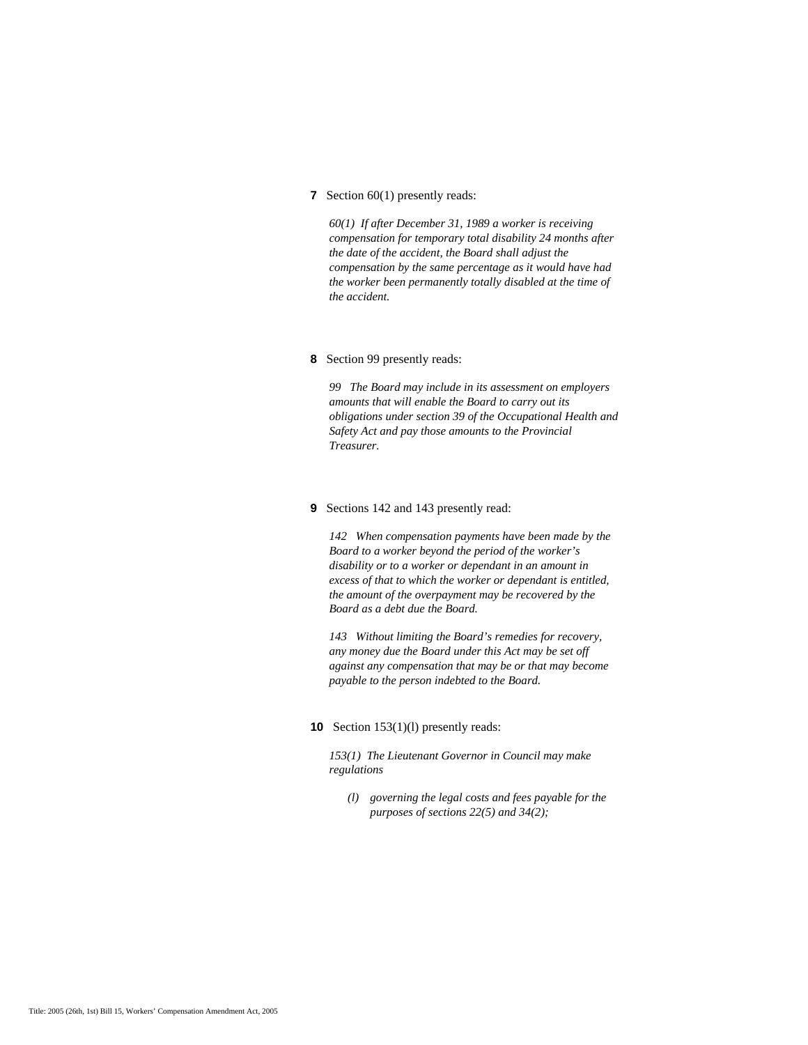**7** Section 60(1) presently reads:

*60(1) If after December 31, 1989 a worker is receiving compensation for temporary total disability 24 months after the date of the accident, the Board shall adjust the compensation by the same percentage as it would have had the worker been permanently totally disabled at the time of the accident.*

**8** Section 99 presently reads:

*99 The Board may include in its assessment on employers amounts that will enable the Board to carry out its obligations under section 39 of the Occupational Health and Safety Act and pay those amounts to the Provincial Treasurer.*

**9** Sections 142 and 143 presently read:

*142 When compensation payments have been made by the Board to a worker beyond the period of the worker's disability or to a worker or dependant in an amount in excess of that to which the worker or dependant is entitled, the amount of the overpayment may be recovered by the Board as a debt due the Board.*

*143 Without limiting the Board's remedies for recovery, any money due the Board under this Act may be set off against any compensation that may be or that may become payable to the person indebted to the Board.*

**10** Section 153(1)(l) presently reads:

*153(1) The Lieutenant Governor in Council may make regulations*

*(l) governing the legal costs and fees payable for the purposes of sections 22(5) and 34(2);*